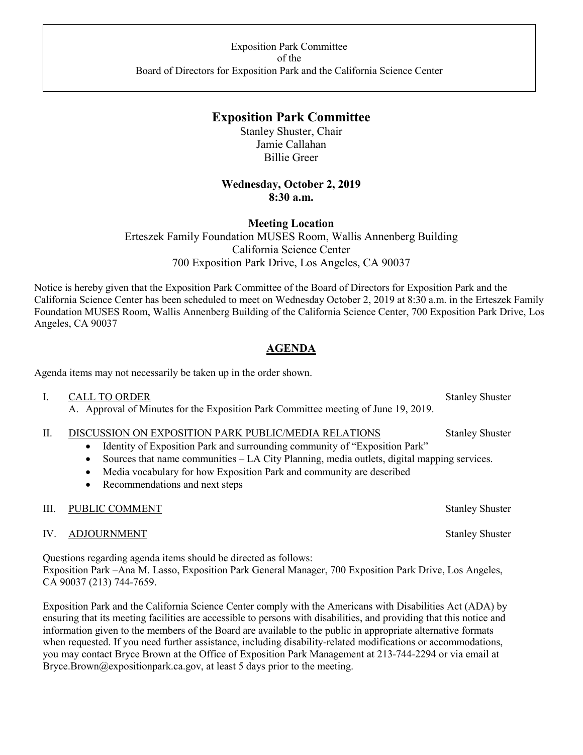Exposition Park Committee
of the
Board of Directors for Exposition Park and the California Science Center

# Exposition Park Committee

Stanley Shuster, Chair
Jamie Callahan
Billie Greer

**Wednesday, October 2, 2019**
**8:30 a.m.**

**Meeting Location**
Erteszek Family Foundation MUSES Room, Wallis Annenberg Building
California Science Center
700 Exposition Park Drive, Los Angeles, CA 90037

Notice is hereby given that the Exposition Park Committee of the Board of Directors for Exposition Park and the California Science Center has been scheduled to meet on Wednesday October 2, 2019 at 8:30 a.m. in the Erteszek Family Foundation MUSES Room, Wallis Annenberg Building of the California Science Center, 700 Exposition Park Drive, Los Angeles, CA 90037

## AGENDA

Agenda items may not necessarily be taken up in the order shown.

I. CALL TO ORDER — Stanley Shuster
   A. Approval of Minutes for the Exposition Park Committee meeting of June 19, 2019.

II. DISCUSSION ON EXPOSITION PARK PUBLIC/MEDIA RELATIONS — Stanley Shuster
   - Identity of Exposition Park and surrounding community of "Exposition Park"
   - Sources that name communities – LA City Planning, media outlets, digital mapping services.
   - Media vocabulary for how Exposition Park and community are described
   - Recommendations and next steps

III. PUBLIC COMMENT — Stanley Shuster

IV. ADJOURNMENT — Stanley Shuster

Questions regarding agenda items should be directed as follows:
Exposition Park –Ana M. Lasso, Exposition Park General Manager, 700 Exposition Park Drive, Los Angeles, CA 90037 (213) 744-7659.

Exposition Park and the California Science Center comply with the Americans with Disabilities Act (ADA) by ensuring that its meeting facilities are accessible to persons with disabilities, and providing that this notice and information given to the members of the Board are available to the public in appropriate alternative formats when requested. If you need further assistance, including disability-related modifications or accommodations, you may contact Bryce Brown at the Office of Exposition Park Management at 213-744-2294 or via email at Bryce.Brown@expositionpark.ca.gov, at least 5 days prior to the meeting.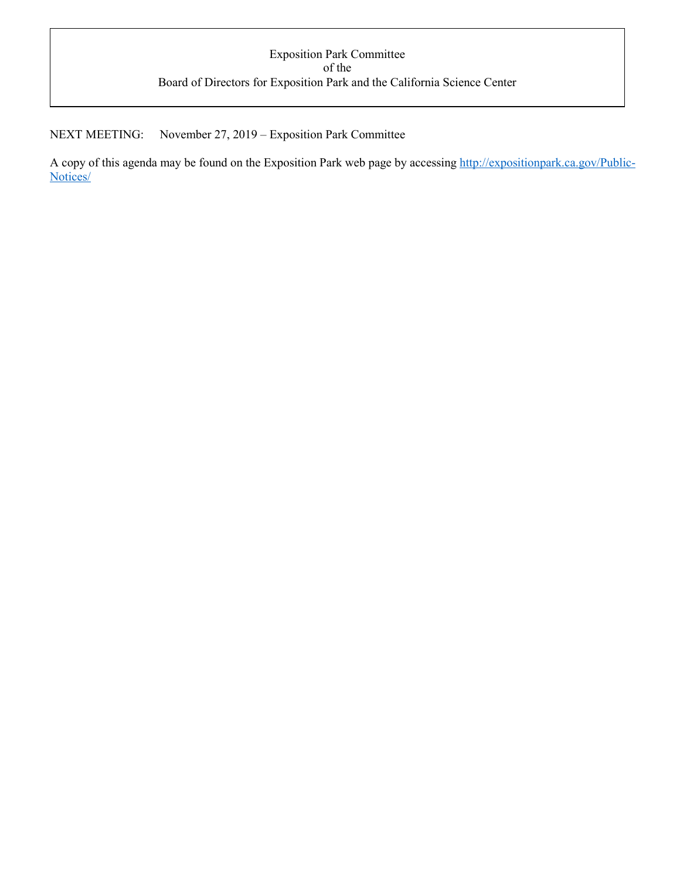Exposition Park Committee
of the
Board of Directors for Exposition Park and the California Science Center

NEXT MEETING: November 27, 2019 – Exposition Park Committee

A copy of this agenda may be found on the Exposition Park web page by accessing [http://expositionpark.ca.gov/Public-Notices/](http://expositionpark.ca.gov/Public-Notices/)